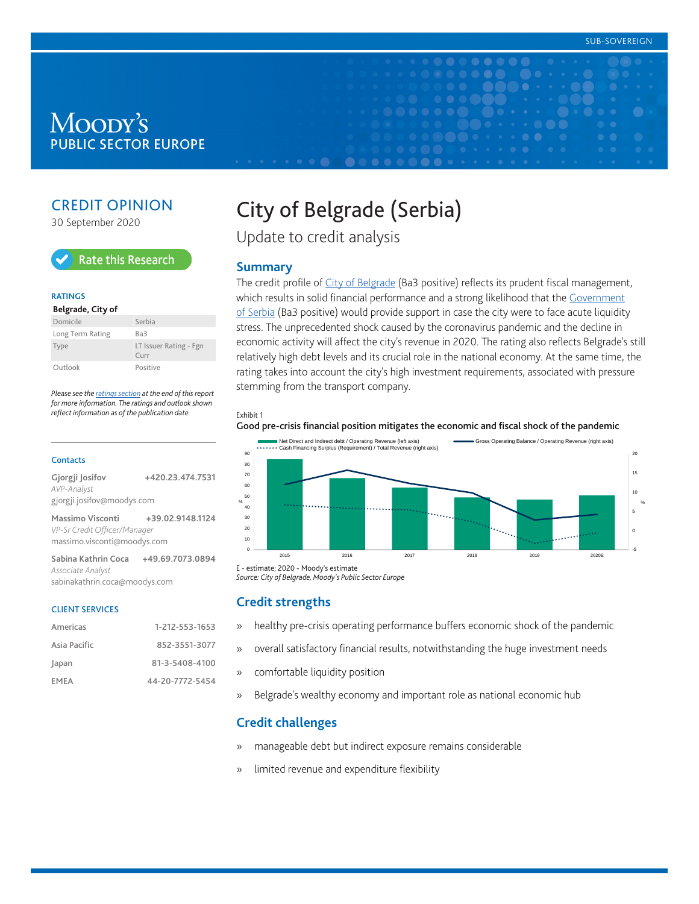SUB-SOVEREIGN

MOODY'S
PUBLIC SECTOR EUROPE

# CREDIT OPINION

30 September 2020

Rate this Research

### RATINGS

**Belgrade, City of**

| | |
|---|---|
| Domicile | Serbia |
| Long Term Rating | Ba3 |
| Type | LT Issuer Rating - Fgn Curr |
| Outlook | Positive |

*Please see the ratings section at the end of this report for more information. The ratings and outlook shown reflect information as of the publication date.*

### Contacts

**Gjorgji Josifov** +420.23.474.7531
*AVP-Analyst*
gjorgji.josifov@moodys.com

**Massimo Visconti** +39.02.9148.1124
*VP-Sr Credit Officer/Manager*
massimo.visconti@moodys.com

**Sabina Kathrin Coca** +49.69.7073.0894
*Associate Analyst*
sabinakathrin.coca@moodys.com

### CLIENT SERVICES

| | |
|---|---|
| Americas | 1-212-553-1653 |
| Asia Pacific | 852-3551-3077 |
| Japan | 81-3-5408-4100 |
| EMEA | 44-20-7772-5454 |

# City of Belgrade (Serbia)

Update to credit analysis

## Summary

The credit profile of City of Belgrade (Ba3 positive) reflects its prudent fiscal management, which results in solid financial performance and a strong likelihood that the Government of Serbia (Ba3 positive) would provide support in case the city were to face acute liquidity stress. The unprecedented shock caused by the coronavirus pandemic and the decline in economic activity will affect the city's revenue in 2020. The rating also reflects Belgrade's still relatively high debt levels and its crucial role in the national economy. At the same time, the rating takes into account the city's high investment requirements, associated with pressure stemming from the transport company.

Exhibit 1
**Good pre-crisis financial position mitigates the economic and fiscal shock of the pandemic**

Legend: Net Direct and Indirect debt / Operating Revenue (left axis); Cash Financing Surplus (Requirement) / Total Revenue (right axis); Gross Operating Balance / Operating Revenue (right axis)

Left axis (%): 0–90; Right axis (%): -5–20; Years: 2015, 2016, 2017, 2018, 2019, 2020E

E - estimate; 2020 - Moody's estimate
*Source: City of Belgrade, Moody's Public Sector Europe*

## Credit strengths

» healthy pre-crisis operating performance buffers economic shock of the pandemic

» overall satisfactory financial results, notwithstanding the huge investment needs

» comfortable liquidity position

» Belgrade's wealthy economy and important role as national economic hub

## Credit challenges

» manageable debt but indirect exposure remains considerable

» limited revenue and expenditure flexibility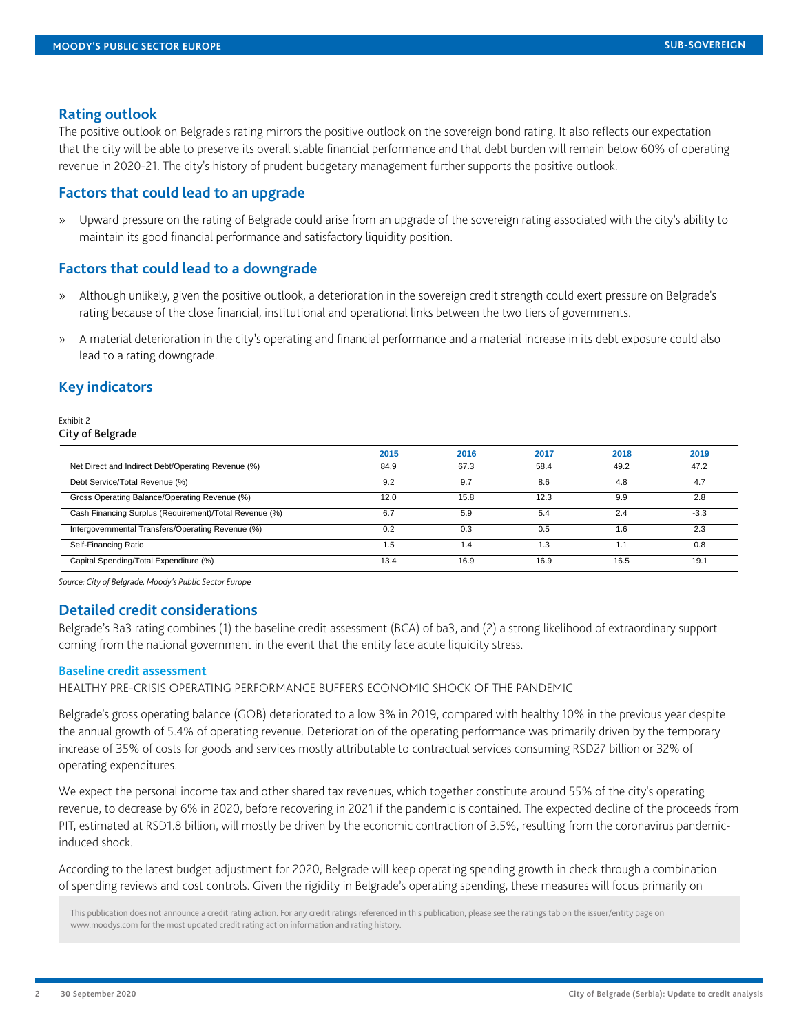## Rating outlook

The positive outlook on Belgrade's rating mirrors the positive outlook on the sovereign bond rating. It also reflects our expectation that the city will be able to preserve its overall stable financial performance and that debt burden will remain below 60% of operating revenue in 2020-21. The city's history of prudent budgetary management further supports the positive outlook.

## Factors that could lead to an upgrade

» Upward pressure on the rating of Belgrade could arise from an upgrade of the sovereign rating associated with the city's ability to maintain its good financial performance and satisfactory liquidity position.

## Factors that could lead to a downgrade

» Although unlikely, given the positive outlook, a deterioration in the sovereign credit strength could exert pressure on Belgrade's rating because of the close financial, institutional and operational links between the two tiers of governments.

» A material deterioration in the city's operating and financial performance and a material increase in its debt exposure could also lead to a rating downgrade.

## Key indicators

Exhibit 2

**City of Belgrade**

| | 2015 | 2016 | 2017 | 2018 | 2019 |
|---|---|---|---|---|---|
| Net Direct and Indirect Debt/Operating Revenue (%) | 84.9 | 67.3 | 58.4 | 49.2 | 47.2 |
| Debt Service/Total Revenue (%) | 9.2 | 9.7 | 8.6 | 4.8 | 4.7 |
| Gross Operating Balance/Operating Revenue (%) | 12.0 | 15.8 | 12.3 | 9.9 | 2.8 |
| Cash Financing Surplus (Requirement)/Total Revenue (%) | 6.7 | 5.9 | 5.4 | 2.4 | -3.3 |
| Intergovernmental Transfers/Operating Revenue (%) | 0.2 | 0.3 | 0.5 | 1.6 | 2.3 |
| Self-Financing Ratio | 1.5 | 1.4 | 1.3 | 1.1 | 0.8 |
| Capital Spending/Total Expenditure (%) | 13.4 | 16.9 | 16.9 | 16.5 | 19.1 |

*Source: City of Belgrade, Moody's Public Sector Europe*

## Detailed credit considerations

Belgrade's Ba3 rating combines (1) the baseline credit assessment (BCA) of ba3, and (2) a strong likelihood of extraordinary support coming from the national government in the event that the entity face acute liquidity stress.

### Baseline credit assessment

HEALTHY PRE-CRISIS OPERATING PERFORMANCE BUFFERS ECONOMIC SHOCK OF THE PANDEMIC

Belgrade's gross operating balance (GOB) deteriorated to a low 3% in 2019, compared with healthy 10% in the previous year despite the annual growth of 5.4% of operating revenue. Deterioration of the operating performance was primarily driven by the temporary increase of 35% of costs for goods and services mostly attributable to contractual services consuming RSD27 billion or 32% of operating expenditures.

We expect the personal income tax and other shared tax revenues, which together constitute around 55% of the city's operating revenue, to decrease by 6% in 2020, before recovering in 2021 if the pandemic is contained. The expected decline of the proceeds from PIT, estimated at RSD1.8 billion, will mostly be driven by the economic contraction of 3.5%, resulting from the coronavirus pandemic-induced shock.

According to the latest budget adjustment for 2020, Belgrade will keep operating spending growth in check through a combination of spending reviews and cost controls. Given the rigidity in Belgrade's operating spending, these measures will focus primarily on

This publication does not announce a credit rating action. For any credit ratings referenced in this publication, please see the ratings tab on the issuer/entity page on www.moodys.com for the most updated credit rating action information and rating history.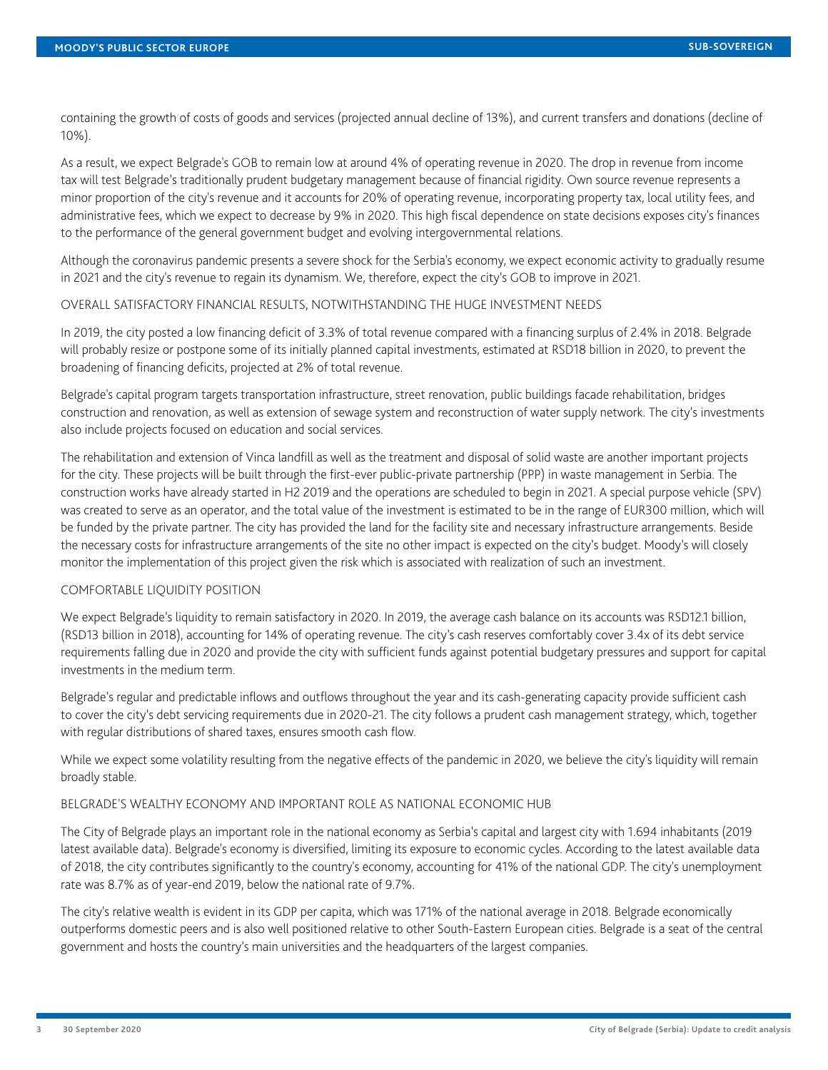containing the growth of costs of goods and services (projected annual decline of 13%), and current transfers and donations (decline of 10%).

As a result, we expect Belgrade's GOB to remain low at around 4% of operating revenue in 2020. The drop in revenue from income tax will test Belgrade's traditionally prudent budgetary management because of financial rigidity. Own source revenue represents a minor proportion of the city's revenue and it accounts for 20% of operating revenue, incorporating property tax, local utility fees, and administrative fees, which we expect to decrease by 9% in 2020. This high fiscal dependence on state decisions exposes city's finances to the performance of the general government budget and evolving intergovernmental relations.

Although the coronavirus pandemic presents a severe shock for the Serbia's economy, we expect economic activity to gradually resume in 2021 and the city's revenue to regain its dynamism. We, therefore, expect the city's GOB to improve in 2021.

### OVERALL SATISFACTORY FINANCIAL RESULTS, NOTWITHSTANDING THE HUGE INVESTMENT NEEDS

In 2019, the city posted a low financing deficit of 3.3% of total revenue compared with a financing surplus of 2.4% in 2018. Belgrade will probably resize or postpone some of its initially planned capital investments, estimated at RSD18 billion in 2020, to prevent the broadening of financing deficits, projected at 2% of total revenue.

Belgrade's capital program targets transportation infrastructure, street renovation, public buildings facade rehabilitation, bridges construction and renovation, as well as extension of sewage system and reconstruction of water supply network. The city's investments also include projects focused on education and social services.

The rehabilitation and extension of Vinca landfill as well as the treatment and disposal of solid waste are another important projects for the city. These projects will be built through the first-ever public-private partnership (PPP) in waste management in Serbia. The construction works have already started in H2 2019 and the operations are scheduled to begin in 2021. A special purpose vehicle (SPV) was created to serve as an operator, and the total value of the investment is estimated to be in the range of EUR300 million, which will be funded by the private partner. The city has provided the land for the facility site and necessary infrastructure arrangements. Beside the necessary costs for infrastructure arrangements of the site no other impact is expected on the city's budget. Moody's will closely monitor the implementation of this project given the risk which is associated with realization of such an investment.

### COMFORTABLE LIQUIDITY POSITION

We expect Belgrade's liquidity to remain satisfactory in 2020. In 2019, the average cash balance on its accounts was RSD12.1 billion, (RSD13 billion in 2018), accounting for 14% of operating revenue. The city's cash reserves comfortably cover 3.4x of its debt service requirements falling due in 2020 and provide the city with sufficient funds against potential budgetary pressures and support for capital investments in the medium term.

Belgrade's regular and predictable inflows and outflows throughout the year and its cash-generating capacity provide sufficient cash to cover the city's debt servicing requirements due in 2020-21. The city follows a prudent cash management strategy, which, together with regular distributions of shared taxes, ensures smooth cash flow.

While we expect some volatility resulting from the negative effects of the pandemic in 2020, we believe the city's liquidity will remain broadly stable.

### BELGRADE'S WEALTHY ECONOMY AND IMPORTANT ROLE AS NATIONAL ECONOMIC HUB

The City of Belgrade plays an important role in the national economy as Serbia's capital and largest city with 1.694 inhabitants (2019 latest available data). Belgrade's economy is diversified, limiting its exposure to economic cycles. According to the latest available data of 2018, the city contributes significantly to the country's economy, accounting for 41% of the national GDP. The city's unemployment rate was 8.7% as of year-end 2019, below the national rate of 9.7%.

The city's relative wealth is evident in its GDP per capita, which was 171% of the national average in 2018. Belgrade economically outperforms domestic peers and is also well positioned relative to other South-Eastern European cities. Belgrade is a seat of the central government and hosts the country's main universities and the headquarters of the largest companies.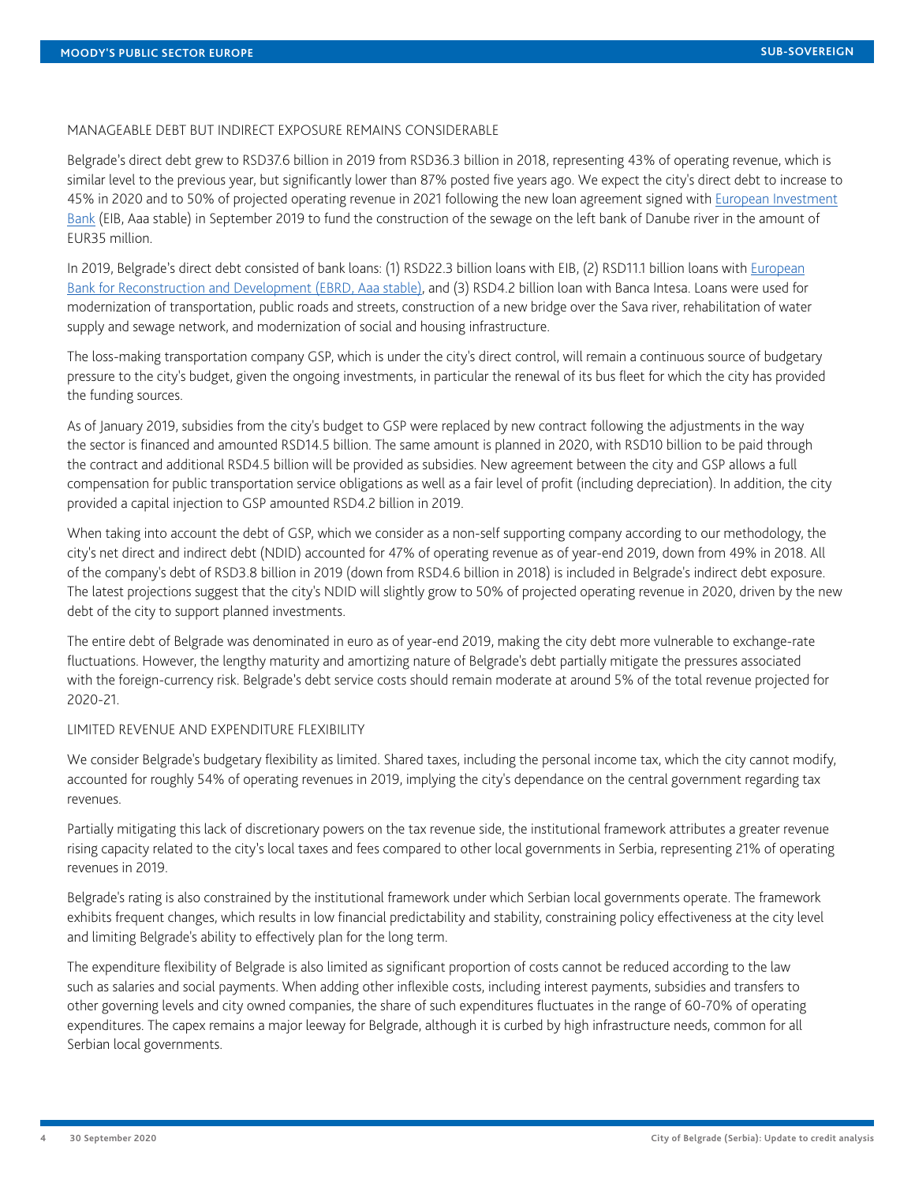## MANAGEABLE DEBT BUT INDIRECT EXPOSURE REMAINS CONSIDERABLE

Belgrade's direct debt grew to RSD37.6 billion in 2019 from RSD36.3 billion in 2018, representing 43% of operating revenue, which is similar level to the previous year, but significantly lower than 87% posted five years ago. We expect the city's direct debt to increase to 45% in 2020 and to 50% of projected operating revenue in 2021 following the new loan agreement signed with European Investment Bank (EIB, Aaa stable) in September 2019 to fund the construction of the sewage on the left bank of Danube river in the amount of EUR35 million.

In 2019, Belgrade's direct debt consisted of bank loans: (1) RSD22.3 billion loans with EIB, (2) RSD11.1 billion loans with European Bank for Reconstruction and Development (EBRD, Aaa stable), and (3) RSD4.2 billion loan with Banca Intesa. Loans were used for modernization of transportation, public roads and streets, construction of a new bridge over the Sava river, rehabilitation of water supply and sewage network, and modernization of social and housing infrastructure.

The loss-making transportation company GSP, which is under the city's direct control, will remain a continuous source of budgetary pressure to the city's budget, given the ongoing investments, in particular the renewal of its bus fleet for which the city has provided the funding sources.

As of January 2019, subsidies from the city's budget to GSP were replaced by new contract following the adjustments in the way the sector is financed and amounted RSD14.5 billion. The same amount is planned in 2020, with RSD10 billion to be paid through the contract and additional RSD4.5 billion will be provided as subsidies. New agreement between the city and GSP allows a full compensation for public transportation service obligations as well as a fair level of profit (including depreciation). In addition, the city provided a capital injection to GSP amounted RSD4.2 billion in 2019.

When taking into account the debt of GSP, which we consider as a non-self supporting company according to our methodology, the city's net direct and indirect debt (NDID) accounted for 47% of operating revenue as of year-end 2019, down from 49% in 2018. All of the company's debt of RSD3.8 billion in 2019 (down from RSD4.6 billion in 2018) is included in Belgrade's indirect debt exposure. The latest projections suggest that the city's NDID will slightly grow to 50% of projected operating revenue in 2020, driven by the new debt of the city to support planned investments.

The entire debt of Belgrade was denominated in euro as of year-end 2019, making the city debt more vulnerable to exchange-rate fluctuations. However, the lengthy maturity and amortizing nature of Belgrade's debt partially mitigate the pressures associated with the foreign-currency risk. Belgrade's debt service costs should remain moderate at around 5% of the total revenue projected for 2020-21.

## LIMITED REVENUE AND EXPENDITURE FLEXIBILITY

We consider Belgrade's budgetary flexibility as limited. Shared taxes, including the personal income tax, which the city cannot modify, accounted for roughly 54% of operating revenues in 2019, implying the city's dependance on the central government regarding tax revenues.

Partially mitigating this lack of discretionary powers on the tax revenue side, the institutional framework attributes a greater revenue rising capacity related to the city's local taxes and fees compared to other local governments in Serbia, representing 21% of operating revenues in 2019.

Belgrade's rating is also constrained by the institutional framework under which Serbian local governments operate. The framework exhibits frequent changes, which results in low financial predictability and stability, constraining policy effectiveness at the city level and limiting Belgrade's ability to effectively plan for the long term.

The expenditure flexibility of Belgrade is also limited as significant proportion of costs cannot be reduced according to the law such as salaries and social payments. When adding other inflexible costs, including interest payments, subsidies and transfers to other governing levels and city owned companies, the share of such expenditures fluctuates in the range of 60-70% of operating expenditures. The capex remains a major leeway for Belgrade, although it is curbed by high infrastructure needs, common for all Serbian local governments.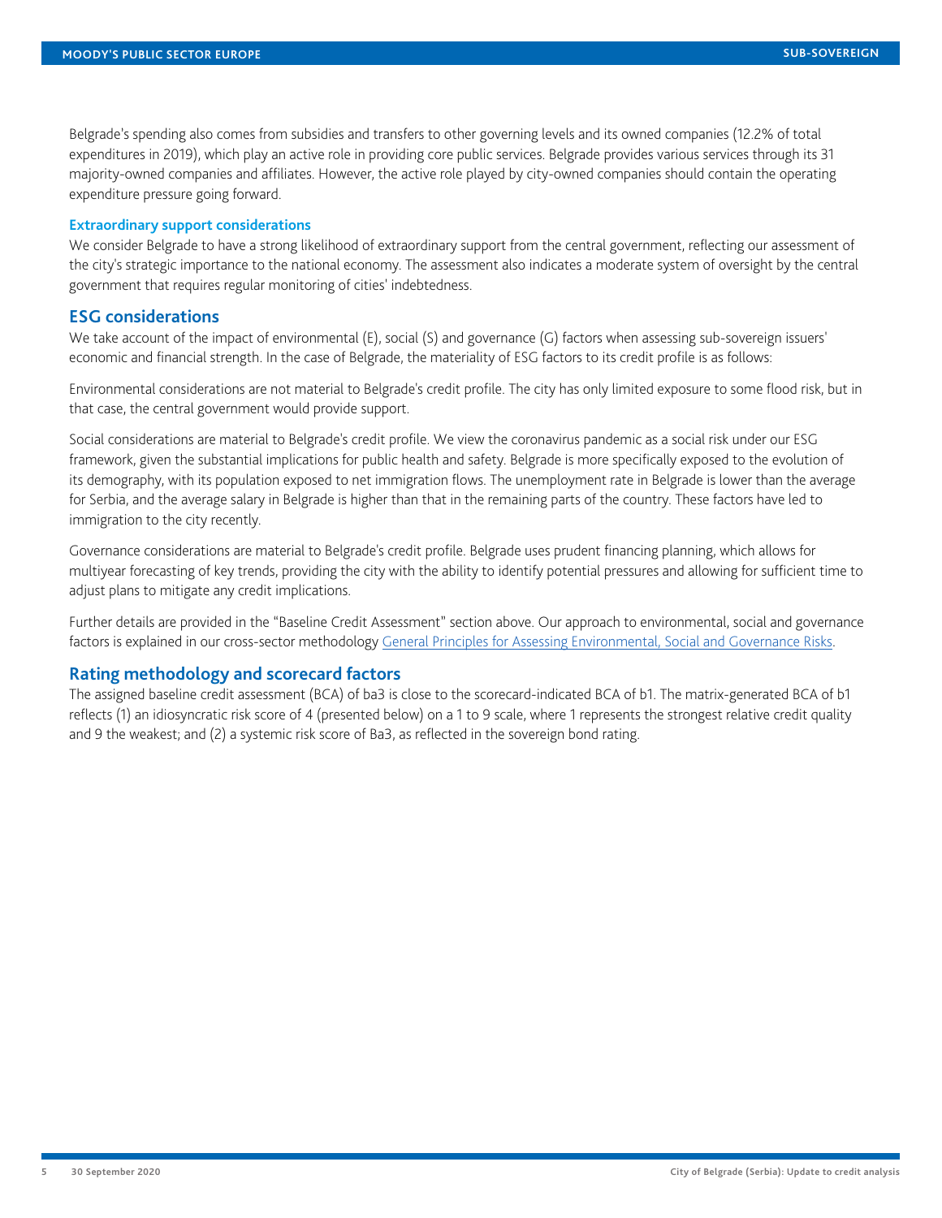Belgrade's spending also comes from subsidies and transfers to other governing levels and its owned companies (12.2% of total expenditures in 2019), which play an active role in providing core public services. Belgrade provides various services through its 31 majority-owned companies and affiliates. However, the active role played by city-owned companies should contain the operating expenditure pressure going forward.

### Extraordinary support considerations

We consider Belgrade to have a strong likelihood of extraordinary support from the central government, reflecting our assessment of the city's strategic importance to the national economy. The assessment also indicates a moderate system of oversight by the central government that requires regular monitoring of cities' indebtedness.

## ESG considerations

We take account of the impact of environmental (E), social (S) and governance (G) factors when assessing sub-sovereign issuers' economic and financial strength. In the case of Belgrade, the materiality of ESG factors to its credit profile is as follows:

Environmental considerations are not material to Belgrade's credit profile. The city has only limited exposure to some flood risk, but in that case, the central government would provide support.

Social considerations are material to Belgrade's credit profile. We view the coronavirus pandemic as a social risk under our ESG framework, given the substantial implications for public health and safety. Belgrade is more specifically exposed to the evolution of its demography, with its population exposed to net immigration flows. The unemployment rate in Belgrade is lower than the average for Serbia, and the average salary in Belgrade is higher than that in the remaining parts of the country. These factors have led to immigration to the city recently.

Governance considerations are material to Belgrade's credit profile. Belgrade uses prudent financing planning, which allows for multiyear forecasting of key trends, providing the city with the ability to identify potential pressures and allowing for sufficient time to adjust plans to mitigate any credit implications.

Further details are provided in the "Baseline Credit Assessment" section above. Our approach to environmental, social and governance factors is explained in our cross-sector methodology General Principles for Assessing Environmental, Social and Governance Risks.

## Rating methodology and scorecard factors

The assigned baseline credit assessment (BCA) of ba3 is close to the scorecard-indicated BCA of b1. The matrix-generated BCA of b1 reflects (1) an idiosyncratic risk score of 4 (presented below) on a 1 to 9 scale, where 1 represents the strongest relative credit quality and 9 the weakest; and (2) a systemic risk score of Ba3, as reflected in the sovereign bond rating.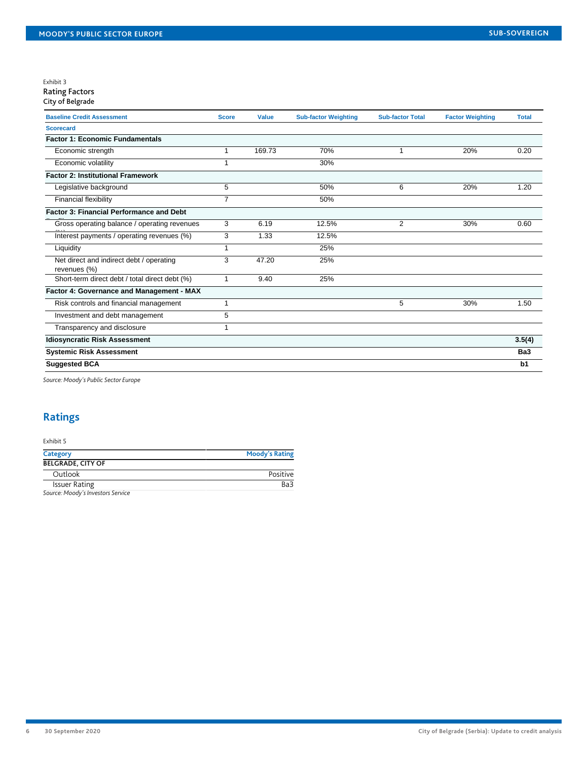Exhibit 3

**Rating Factors**

City of Belgrade

| Baseline Credit Assessment | Score | Value | Sub-factor Weighting | Sub-factor Total | Factor Weighting | Total |
|---|---|---|---|---|---|---|
| **Scorecard** | | | | | | |
| **Factor 1: Economic Fundamentals** | | | | | | |
| Economic strength | 1 | 169.73 | 70% | 1 | 20% | 0.20 |
| Economic volatility | 1 | | 30% | | | |
| **Factor 2: Institutional Framework** | | | | | | |
| Legislative background | 5 | | 50% | 6 | 20% | 1.20 |
| Financial flexibility | 7 | | 50% | | | |
| **Factor 3: Financial Performance and Debt Profile** | | | | | | |
| Gross operating balance / operating revenues (%) | 3 | 6.19 | 12.5% | 2 | 30% | 0.60 |
| Interest payments / operating revenues (%) | 3 | 1.33 | 12.5% | | | |
| Liquidity | 1 | | 25% | | | |
| Net direct and indirect debt / operating revenues (%) | 3 | 47.20 | 25% | | | |
| Short-term direct debt / total direct debt (%) | 1 | 9.40 | 25% | | | |
| **Factor 4: Governance and Management - MAX** | | | | | | |
| Risk controls and financial management | 1 | | | 5 | 30% | 1.50 |
| Investment and debt management | 5 | | | | | |
| Transparency and disclosure | 1 | | | | | |
| **Idiosyncratic Risk Assessment** | | | | | | **3.5(4)** |
| **Systemic Risk Assessment** | | | | | | **Ba3** |
| **Suggested BCA** | | | | | | **b1** |

*Source: Moody's Public Sector Europe*

## Ratings

Exhibit 5

| Category | Moody's Rating |
|---|---|
| **BELGRADE, CITY OF** | |
| Outlook | Positive |
| Issuer Rating | Ba3 |

*Source: Moody's Investors Service*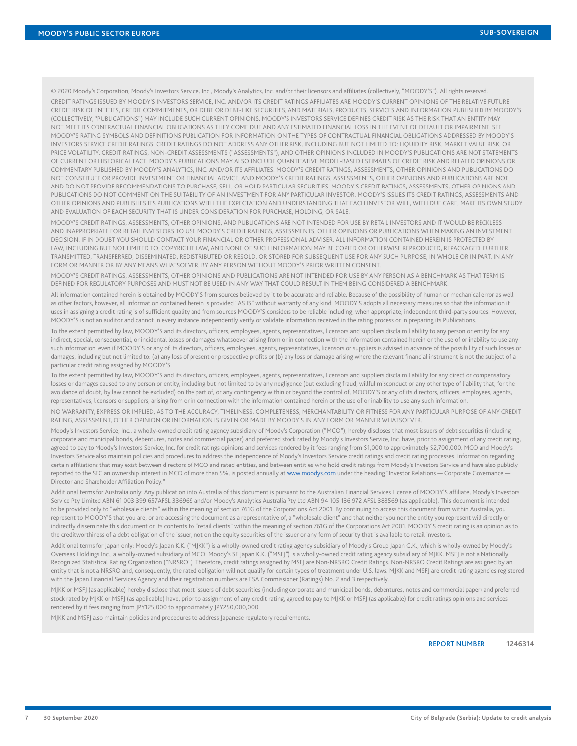© 2020 Moody's Corporation, Moody's Investors Service, Inc., Moody's Analytics, Inc. and/or their licensors and affiliates (collectively, "MOODY'S"). All rights reserved.

CREDIT RATINGS ISSUED BY MOODY'S INVESTORS SERVICE, INC. AND/OR ITS CREDIT RATINGS AFFILIATES ARE MOODY'S CURRENT OPINIONS OF THE RELATIVE FUTURE CREDIT RISK OF ENTITIES, CREDIT COMMITMENTS, OR DEBT OR DEBT-LIKE SECURITIES, AND MATERIALS, PRODUCTS, SERVICES AND INFORMATION PUBLISHED BY MOODY'S (COLLECTIVELY, "PUBLICATIONS") MAY INCLUDE SUCH CURRENT OPINIONS. MOODY'S INVESTORS SERVICE DEFINES CREDIT RISK AS THE RISK THAT AN ENTITY MAY NOT MEET ITS CONTRACTUAL FINANCIAL OBLIGATIONS AS THEY COME DUE AND ANY ESTIMATED FINANCIAL LOSS IN THE EVENT OF DEFAULT OR IMPAIRMENT. SEE MOODY'S RATING SYMBOLS AND DEFINITIONS PUBLICATION FOR INFORMATION ON THE TYPES OF CONTRACTUAL FINANCIAL OBLIGATIONS ADDRESSED BY MOODY'S INVESTORS SERVICE CREDIT RATINGS. CREDIT RATINGS DO NOT ADDRESS ANY OTHER RISK, INCLUDING BUT NOT LIMITED TO: LIQUIDITY RISK, MARKET VALUE RISK, OR PRICE VOLATILITY. CREDIT RATINGS, NON-CREDIT ASSESSMENTS ("ASSESSMENTS"), AND OTHER OPINIONS INCLUDED IN MOODY'S PUBLICATIONS ARE NOT STATEMENTS OF CURRENT OR HISTORICAL FACT. MOODY'S PUBLICATIONS MAY ALSO INCLUDE QUANTITATIVE MODEL-BASED ESTIMATES OF CREDIT RISK AND RELATED OPINIONS OR COMMENTARY PUBLISHED BY MOODY'S ANALYTICS, INC. AND/OR ITS AFFILIATES. MOODY'S CREDIT RATINGS, ASSESSMENTS, OTHER OPINIONS AND PUBLICATIONS DO NOT CONSTITUTE OR PROVIDE INVESTMENT OR FINANCIAL ADVICE, AND MOODY'S CREDIT RATINGS, ASSESSMENTS, OTHER OPINIONS AND PUBLICATIONS ARE NOT AND DO NOT PROVIDE RECOMMENDATIONS TO PURCHASE, SELL, OR HOLD PARTICULAR SECURITIES. MOODY'S CREDIT RATINGS, ASSESSMENTS, OTHER OPINIONS AND PUBLICATIONS DO NOT COMMENT ON THE SUITABILITY OF AN INVESTMENT FOR ANY PARTICULAR INVESTOR. MOODY'S ISSUES ITS CREDIT RATINGS, ASSESSMENTS AND OTHER OPINIONS AND PUBLISHES ITS PUBLICATIONS WITH THE EXPECTATION AND UNDERSTANDING THAT EACH INVESTOR WILL, WITH DUE CARE, MAKE ITS OWN STUDY AND EVALUATION OF EACH SECURITY THAT IS UNDER CONSIDERATION FOR PURCHASE, HOLDING, OR SALE.

MOODY'S CREDIT RATINGS, ASSESSMENTS, OTHER OPINIONS, AND PUBLICATIONS ARE NOT INTENDED FOR USE BY RETAIL INVESTORS AND IT WOULD BE RECKLESS AND INAPPROPRIATE FOR RETAIL INVESTORS TO USE MOODY'S CREDIT RATINGS, ASSESSMENTS, OTHER OPINIONS OR PUBLICATIONS WHEN MAKING AN INVESTMENT DECISION. IF IN DOUBT YOU SHOULD CONTACT YOUR FINANCIAL OR OTHER PROFESSIONAL ADVISER. ALL INFORMATION CONTAINED HEREIN IS PROTECTED BY LAW, INCLUDING BUT NOT LIMITED TO, COPYRIGHT LAW, AND NONE OF SUCH INFORMATION MAY BE COPIED OR OTHERWISE REPRODUCED, REPACKAGED, FURTHER TRANSMITTED, TRANSFERRED, DISSEMINATED, REDISTRIBUTED OR RESOLD, OR STORED FOR SUBSEQUENT USE FOR ANY SUCH PURPOSE, IN WHOLE OR IN PART, IN ANY FORM OR MANNER OR BY ANY MEANS WHATSOEVER, BY ANY PERSON WITHOUT MOODY'S PRIOR WRITTEN CONSENT.

MOODY'S CREDIT RATINGS, ASSESSMENTS, OTHER OPINIONS AND PUBLICATIONS ARE NOT INTENDED FOR USE BY ANY PERSON AS A BENCHMARK AS THAT TERM IS DEFINED FOR REGULATORY PURPOSES AND MUST NOT BE USED IN ANY WAY THAT COULD RESULT IN THEM BEING CONSIDERED A BENCHMARK.

All information contained herein is obtained by MOODY'S from sources believed by it to be accurate and reliable. Because of the possibility of human or mechanical error as well as other factors, however, all information contained herein is provided "AS IS" without warranty of any kind. MOODY'S adopts all necessary measures so that the information it uses in assigning a credit rating is of sufficient quality and from sources MOODY'S considers to be reliable including, when appropriate, independent third-party sources. However, MOODY'S is not an auditor and cannot in every instance independently verify or validate information received in the rating process or in preparing its Publications.

To the extent permitted by law, MOODY'S and its directors, officers, employees, agents, representatives, licensors and suppliers disclaim liability to any person or entity for any indirect, special, consequential, or incidental losses or damages whatsoever arising from or in connection with the information contained herein or the use of or inability to use any such information, even if MOODY'S or any of its directors, officers, employees, agents, representatives, licensors or suppliers is advised in advance of the possibility of such losses or damages, including but not limited to: (a) any loss of present or prospective profits or (b) any loss or damage arising where the relevant financial instrument is not the subject of a particular credit rating assigned by MOODY'S.

To the extent permitted by law, MOODY'S and its directors, officers, employees, agents, representatives, licensors and suppliers disclaim liability for any direct or compensatory losses or damages caused to any person or entity, including but not limited to by any negligence (but excluding fraud, willful misconduct or any other type of liability that, for the avoidance of doubt, by law cannot be excluded) on the part of, or any contingency within or beyond the control of, MOODY'S or any of its directors, officers, employees, agents, representatives, licensors or suppliers, arising from or in connection with the information contained herein or the use of or inability to use any such information.

NO WARRANTY, EXPRESS OR IMPLIED, AS TO THE ACCURACY, TIMELINESS, COMPLETENESS, MERCHANTABILITY OR FITNESS FOR ANY PARTICULAR PURPOSE OF ANY CREDIT RATING, ASSESSMENT, OTHER OPINION OR INFORMATION IS GIVEN OR MADE BY MOODY'S IN ANY FORM OR MANNER WHATSOEVER.

Moody's Investors Service, Inc., a wholly-owned credit rating agency subsidiary of Moody's Corporation ("MCO"), hereby discloses that most issuers of debt securities (including corporate and municipal bonds, debentures, notes and commercial paper) and preferred stock rated by Moody's Investors Service, Inc. have, prior to assignment of any credit rating, agreed to pay to Moody's Investors Service, Inc. for credit ratings opinions and services rendered by it fees ranging from $1,000 to approximately $2,700,000. MCO and Moody's Investors Service also maintain policies and procedures to address the independence of Moody's Investors Service credit ratings and credit rating processes. Information regarding certain affiliations that may exist between directors of MCO and rated entities, and between entities who hold credit ratings from Moody's Investors Service and have also publicly reported to the SEC an ownership interest in MCO of more than 5%, is posted annually at [www.moodys.com](http://www.moodys.com) under the heading "Investor Relations — Corporate Governance — Director and Shareholder Affiliation Policy."

Additional terms for Australia only: Any publication into Australia of this document is pursuant to the Australian Financial Services License of MOODY'S affiliate, Moody's Investors Service Pty Limited ABN 61 003 399 657AFSL 336969 and/or Moody's Analytics Australia Pty Ltd ABN 94 105 136 972 AFSL 383569 (as applicable). This document is intended to be provided only to "wholesale clients" within the meaning of section 761G of the Corporations Act 2001. By continuing to access this document from within Australia, you represent to MOODY'S that you are, or are accessing the document as a representative of, a "wholesale client" and that neither you nor the entity you represent will directly or indirectly disseminate this document or its contents to "retail clients" within the meaning of section 761G of the Corporations Act 2001. MOODY'S credit rating is an opinion as to the creditworthiness of a debt obligation of the issuer, not on the equity securities of the issuer or any form of security that is available to retail investors.

Additional terms for Japan only: Moody's Japan K.K. ("MJKK") is a wholly-owned credit rating agency subsidiary of Moody's Group Japan G.K., which is wholly-owned by Moody's Overseas Holdings Inc., a wholly-owned subsidiary of MCO. Moody's SF Japan K.K. ("MSFJ") is a wholly-owned credit rating agency subsidiary of MJKK. MSFJ is not a Nationally Recognized Statistical Rating Organization ("NRSRO"). Therefore, credit ratings assigned by MSFJ are Non-NRSRO Credit Ratings. Non-NRSRO Credit Ratings are assigned by an entity that is not a NRSRO and, consequently, the rated obligation will not qualify for certain types of treatment under U.S. laws. MJKK and MSFJ are credit rating agencies registered with the Japan Financial Services Agency and their registration numbers are FSA Commissioner (Ratings) No. 2 and 3 respectively.

MJKK or MSFJ (as applicable) hereby disclose that most issuers of debt securities (including corporate and municipal bonds, debentures, notes and commercial paper) and preferred stock rated by MJKK or MSFJ (as applicable) have, prior to assignment of any credit rating, agreed to pay to MJKK or MSFJ (as applicable) for credit ratings opinions and services rendered by it fees ranging from JPY125,000 to approximately JPY250,000,000.

MJKK and MSFJ also maintain policies and procedures to address Japanese regulatory requirements.

**REPORT NUMBER** **1246314**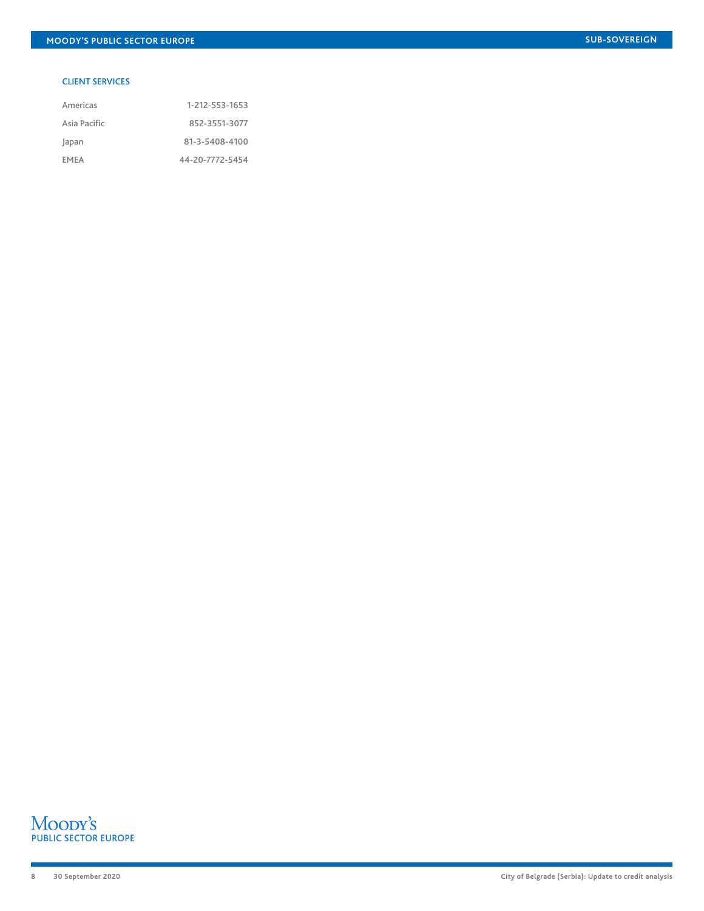## CLIENT SERVICES

| | |
|---|---|
| Americas | 1-212-553-1653 |
| Asia Pacific | 852-3551-3077 |
| Japan | 81-3-5408-4100 |
| EMEA | 44-20-7772-5454 |

Moody's
PUBLIC SECTOR EUROPE